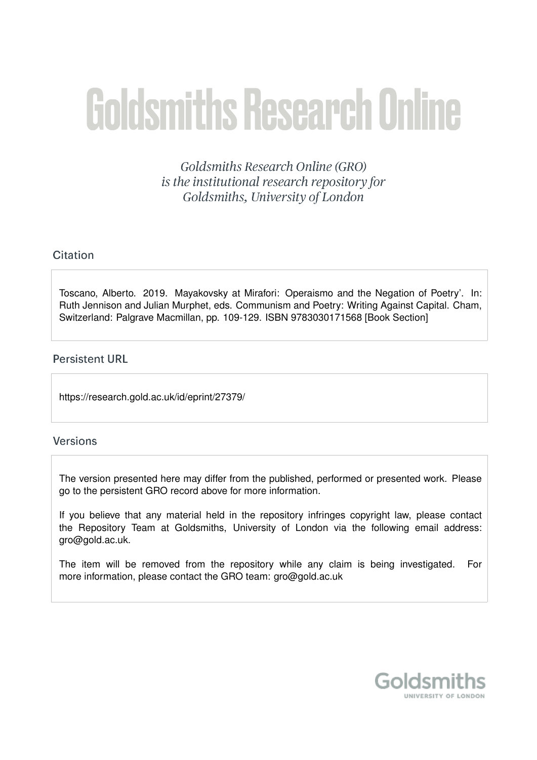# Goldsmiths Research Online

*Goldsmiths Research Online (GRO) is the institutional research repository for Goldsmiths, University of London*

## Citation

Toscano, Alberto. 2019. Mayakovsky at Mirafori: Operaismo and the Negation of Poetry'. In: Ruth Jennison and Julian Murphet, eds. Communism and Poetry: Writing Against Capital. Cham, Switzerland: Palgrave Macmillan, pp. 109-129. ISBN 9783030171568 [Book Section]

## Persistent URL

https://research.gold.ac.uk/id/eprint/27379/

## Versions

The version presented here may differ from the published, performed or presented work. Please go to the persistent GRO record above for more information.

If you believe that any material held in the repository infringes copyright law, please contact the Repository Team at Goldsmiths, University of London via the following email address: gro@gold.ac.uk.

The item will be removed from the repository while any claim is being investigated. For more information, please contact the GRO team: gro@gold.ac.uk

Goldsmiths
UNIVERSITY OF LONDON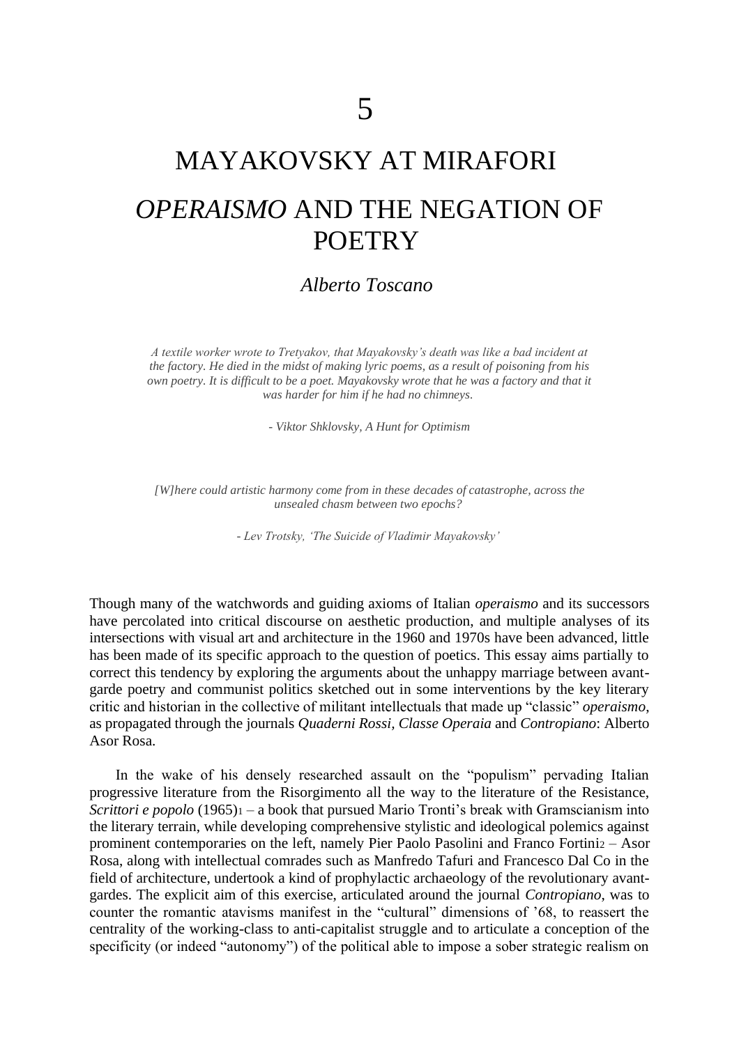# 5

# MAYAKOVSKY AT MIRAFORI

## *OPERAISMO* AND THE NEGATION OF POETRY

*Alberto Toscano*

*A textile worker wrote to Tretyakov, that Mayakovsky's death was like a bad incident at the factory. He died in the midst of making lyric poems, as a result of poisoning from his own poetry. It is difficult to be a poet. Mayakovsky wrote that he was a factory and that it was harder for him if he had no chimneys.*

*- Viktor Shklovsky, A Hunt for Optimism*

*[W]here could artistic harmony come from in these decades of catastrophe, across the unsealed chasm between two epochs?*

*- Lev Trotsky, 'The Suicide of Vladimir Mayakovsky'*

Though many of the watchwords and guiding axioms of Italian *operaismo* and its successors have percolated into critical discourse on aesthetic production, and multiple analyses of its intersections with visual art and architecture in the 1960 and 1970s have been advanced, little has been made of its specific approach to the question of poetics. This essay aims partially to correct this tendency by exploring the arguments about the unhappy marriage between avant-garde poetry and communist politics sketched out in some interventions by the key literary critic and historian in the collective of militant intellectuals that made up "classic" *operaismo*, as propagated through the journals *Quaderni Rossi, Classe Operaia* and *Contropiano*: Alberto Asor Rosa.

In the wake of his densely researched assault on the "populism" pervading Italian progressive literature from the Risorgimento all the way to the literature of the Resistance, *Scrittori e popolo* (1965)[1] – a book that pursued Mario Tronti's break with Gramscianism into the literary terrain, while developing comprehensive stylistic and ideological polemics against prominent contemporaries on the left, namely Pier Paolo Pasolini and Franco Fortini[2] – Asor Rosa, along with intellectual comrades such as Manfredo Tafuri and Francesco Dal Co in the field of architecture, undertook a kind of prophylactic archaeology of the revolutionary avant-gardes. The explicit aim of this exercise, articulated around the journal *Contropiano*, was to counter the romantic atavisms manifest in the "cultural" dimensions of '68, to reassert the centrality of the working-class to anti-capitalist struggle and to articulate a conception of the specificity (or indeed "autonomy") of the political able to impose a sober strategic realism on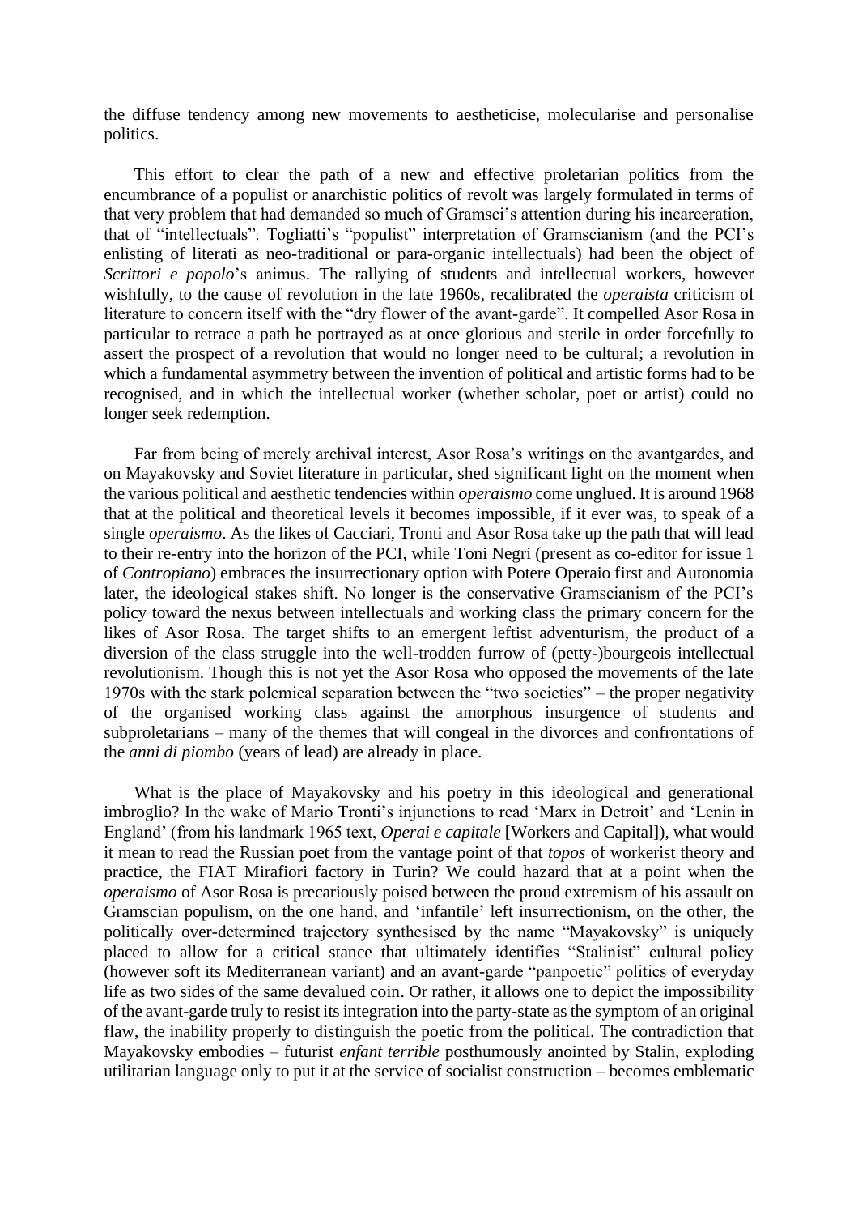the diffuse tendency among new movements to aestheticise, molecularise and personalise politics.

This effort to clear the path of a new and effective proletarian politics from the encumbrance of a populist or anarchistic politics of revolt was largely formulated in terms of that very problem that had demanded so much of Gramsci's attention during his incarceration, that of "intellectuals". Togliatti's "populist" interpretation of Gramscianism (and the PCI's enlisting of literati as neo-traditional or para-organic intellectuals) had been the object of *Scrittori e popolo*'s animus. The rallying of students and intellectual workers, however wishfully, to the cause of revolution in the late 1960s, recalibrated the *operaista* criticism of literature to concern itself with the "dry flower of the avant-garde". It compelled Asor Rosa in particular to retrace a path he portrayed as at once glorious and sterile in order forcefully to assert the prospect of a revolution that would no longer need to be cultural; a revolution in which a fundamental asymmetry between the invention of political and artistic forms had to be recognised, and in which the intellectual worker (whether scholar, poet or artist) could no longer seek redemption.

Far from being of merely archival interest, Asor Rosa's writings on the avantgardes, and on Mayakovsky and Soviet literature in particular, shed significant light on the moment when the various political and aesthetic tendencies within *operaismo* come unglued. It is around 1968 that at the political and theoretical levels it becomes impossible, if it ever was, to speak of a single *operaismo*. As the likes of Cacciari, Tronti and Asor Rosa take up the path that will lead to their re-entry into the horizon of the PCI, while Toni Negri (present as co-editor for issue 1 of *Contropiano*) embraces the insurrectionary option with Potere Operaio first and Autonomia later, the ideological stakes shift. No longer is the conservative Gramscianism of the PCI's policy toward the nexus between intellectuals and working class the primary concern for the likes of Asor Rosa. The target shifts to an emergent leftist adventurism, the product of a diversion of the class struggle into the well-trodden furrow of (petty-)bourgeois intellectual revolutionism. Though this is not yet the Asor Rosa who opposed the movements of the late 1970s with the stark polemical separation between the "two societies" – the proper negativity of the organised working class against the amorphous insurgence of students and subproletarians – many of the themes that will congeal in the divorces and confrontations of the *anni di piombo* (years of lead) are already in place.

What is the place of Mayakovsky and his poetry in this ideological and generational imbroglio? In the wake of Mario Tronti's injunctions to read 'Marx in Detroit' and 'Lenin in England' (from his landmark 1965 text, *Operai e capitale* [Workers and Capital]), what would it mean to read the Russian poet from the vantage point of that *topos* of workerist theory and practice, the FIAT Mirafiori factory in Turin? We could hazard that at a point when the *operaismo* of Asor Rosa is precariously poised between the proud extremism of his assault on Gramscian populism, on the one hand, and 'infantile' left insurrectionism, on the other, the politically over-determined trajectory synthesised by the name "Mayakovsky" is uniquely placed to allow for a critical stance that ultimately identifies "Stalinist" cultural policy (however soft its Mediterranean variant) and an avant-garde "panpoetic" politics of everyday life as two sides of the same devalued coin. Or rather, it allows one to depict the impossibility of the avant-garde truly to resist its integration into the party-state as the symptom of an original flaw, the inability properly to distinguish the poetic from the political. The contradiction that Mayakovsky embodies – futurist *enfant terrible* posthumously anointed by Stalin, exploding utilitarian language only to put it at the service of socialist construction – becomes emblematic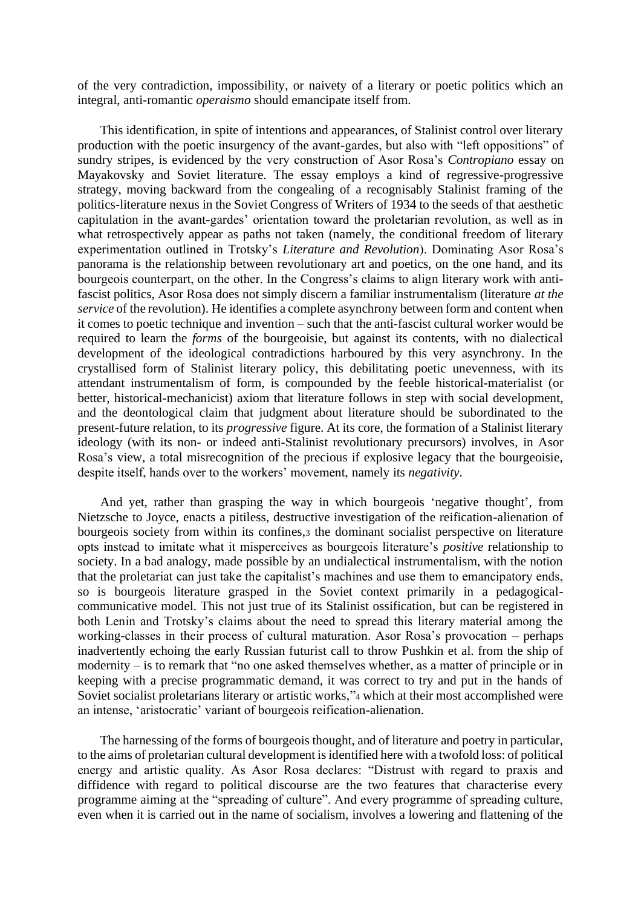of the very contradiction, impossibility, or naivety of a literary or poetic politics which an integral, anti-romantic *operaismo* should emancipate itself from.

This identification, in spite of intentions and appearances, of Stalinist control over literary production with the poetic insurgency of the avant-gardes, but also with "left oppositions" of sundry stripes, is evidenced by the very construction of Asor Rosa's *Contropiano* essay on Mayakovsky and Soviet literature. The essay employs a kind of regressive-progressive strategy, moving backward from the congealing of a recognisably Stalinist framing of the politics-literature nexus in the Soviet Congress of Writers of 1934 to the seeds of that aesthetic capitulation in the avant-gardes' orientation toward the proletarian revolution, as well as in what retrospectively appear as paths not taken (namely, the conditional freedom of literary experimentation outlined in Trotsky's *Literature and Revolution*). Dominating Asor Rosa's panorama is the relationship between revolutionary art and poetics, on the one hand, and its bourgeois counterpart, on the other. In the Congress's claims to align literary work with anti-fascist politics, Asor Rosa does not simply discern a familiar instrumentalism (literature *at the service* of the revolution). He identifies a complete asynchrony between form and content when it comes to poetic technique and invention – such that the anti-fascist cultural worker would be required to learn the *forms* of the bourgeoisie, but against its contents, with no dialectical development of the ideological contradictions harboured by this very asynchrony. In the crystallised form of Stalinist literary policy, this debilitating poetic unevenness, with its attendant instrumentalism of form, is compounded by the feeble historical-materialist (or better, historical-mechanicist) axiom that literature follows in step with social development, and the deontological claim that judgment about literature should be subordinated to the present-future relation, to its *progressive* figure. At its core, the formation of a Stalinist literary ideology (with its non- or indeed anti-Stalinist revolutionary precursors) involves, in Asor Rosa's view, a total misrecognition of the precious if explosive legacy that the bourgeoisie, despite itself, hands over to the workers' movement, namely its *negativity*.

And yet, rather than grasping the way in which bourgeois 'negative thought', from Nietzsche to Joyce, enacts a pitiless, destructive investigation of the reification-alienation of bourgeois society from within its confines,[3] the dominant socialist perspective on literature opts instead to imitate what it misperceives as bourgeois literature's *positive* relationship to society. In a bad analogy, made possible by an undialectical instrumentalism, with the notion that the proletariat can just take the capitalist's machines and use them to emancipatory ends, so is bourgeois literature grasped in the Soviet context primarily in a pedagogical-communicative model. This not just true of its Stalinist ossification, but can be registered in both Lenin and Trotsky's claims about the need to spread this literary material among the working-classes in their process of cultural maturation. Asor Rosa's provocation – perhaps inadvertently echoing the early Russian futurist call to throw Pushkin et al. from the ship of modernity – is to remark that "no one asked themselves whether, as a matter of principle or in keeping with a precise programmatic demand, it was correct to try and put in the hands of Soviet socialist proletarians literary or artistic works,"[4] which at their most accomplished were an intense, 'aristocratic' variant of bourgeois reification-alienation.

The harnessing of the forms of bourgeois thought, and of literature and poetry in particular, to the aims of proletarian cultural development is identified here with a twofold loss: of political energy and artistic quality. As Asor Rosa declares: "Distrust with regard to praxis and diffidence with regard to political discourse are the two features that characterise every programme aiming at the "spreading of culture". And every programme of spreading culture, even when it is carried out in the name of socialism, involves a lowering and flattening of the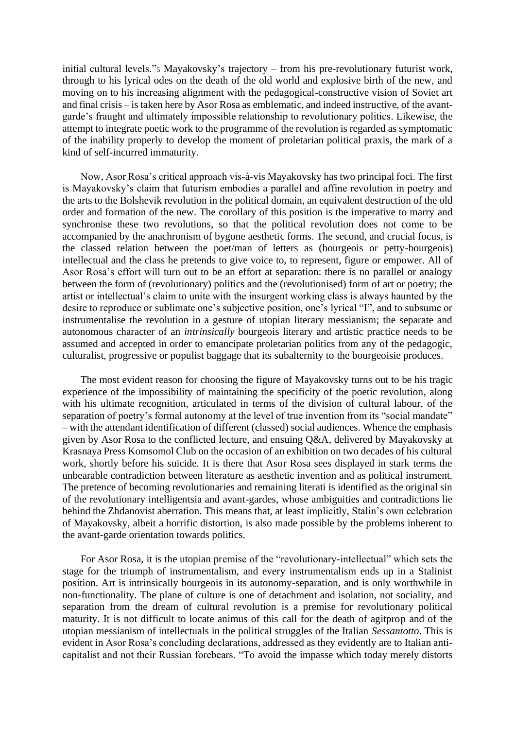initial cultural levels."[5] Mayakovsky's trajectory – from his pre-revolutionary futurist work, through to his lyrical odes on the death of the old world and explosive birth of the new, and moving on to his increasing alignment with the pedagogical-constructive vision of Soviet art and final crisis – is taken here by Asor Rosa as emblematic, and indeed instructive, of the avant-garde's fraught and ultimately impossible relationship to revolutionary politics. Likewise, the attempt to integrate poetic work to the programme of the revolution is regarded as symptomatic of the inability properly to develop the moment of proletarian political praxis, the mark of a kind of self-incurred immaturity.

Now, Asor Rosa's critical approach vis-à-vis Mayakovsky has two principal foci. The first is Mayakovsky's claim that futurism embodies a parallel and affine revolution in poetry and the arts to the Bolshevik revolution in the political domain, an equivalent destruction of the old order and formation of the new. The corollary of this position is the imperative to marry and synchronise these two revolutions, so that the political revolution does not come to be accompanied by the anachronism of bygone aesthetic forms. The second, and crucial focus, is the classed relation between the poet/man of letters as (bourgeois or petty-bourgeois) intellectual and the class he pretends to give voice to, to represent, figure or empower. All of Asor Rosa's effort will turn out to be an effort at separation: there is no parallel or analogy between the form of (revolutionary) politics and the (revolutionised) form of art or poetry; the artist or intellectual's claim to unite with the insurgent working class is always haunted by the desire to reproduce or sublimate one's subjective position, one's lyrical "I", and to subsume or instrumentalise the revolution in a gesture of utopian literary messianism; the separate and autonomous character of an *intrinsically* bourgeois literary and artistic practice needs to be assumed and accepted in order to emancipate proletarian politics from any of the pedagogic, culturalist, progressive or populist baggage that its subalternity to the bourgeoisie produces.

The most evident reason for choosing the figure of Mayakovsky turns out to be his tragic experience of the impossibility of maintaining the specificity of the poetic revolution, along with his ultimate recognition, articulated in terms of the division of cultural labour, of the separation of poetry's formal autonomy at the level of true invention from its "social mandate" – with the attendant identification of different (classed) social audiences. Whence the emphasis given by Asor Rosa to the conflicted lecture, and ensuing Q&A, delivered by Mayakovsky at Krasnaya Press Komsomol Club on the occasion of an exhibition on two decades of his cultural work, shortly before his suicide. It is there that Asor Rosa sees displayed in stark terms the unbearable contradiction between literature as aesthetic invention and as political instrument. The pretence of becoming revolutionaries and remaining literati is identified as the original sin of the revolutionary intelligentsia and avant-gardes, whose ambiguities and contradictions lie behind the Zhdanovist aberration. This means that, at least implicitly, Stalin's own celebration of Mayakovsky, albeit a horrific distortion, is also made possible by the problems inherent to the avant-garde orientation towards politics.

For Asor Rosa, it is the utopian premise of the "revolutionary-intellectual" which sets the stage for the triumph of instrumentalism, and every instrumentalism ends up in a Stalinist position. Art is intrinsically bourgeois in its autonomy-separation, and is only worthwhile in non-functionality. The plane of culture is one of detachment and isolation, not sociality, and separation from the dream of cultural revolution is a premise for revolutionary political maturity. It is not difficult to locate animus of this call for the death of agitprop and of the utopian messianism of intellectuals in the political struggles of the Italian *Sessantotto*. This is evident in Asor Rosa's concluding declarations, addressed as they evidently are to Italian anti-capitalist and not their Russian forebears. "To avoid the impasse which today merely distorts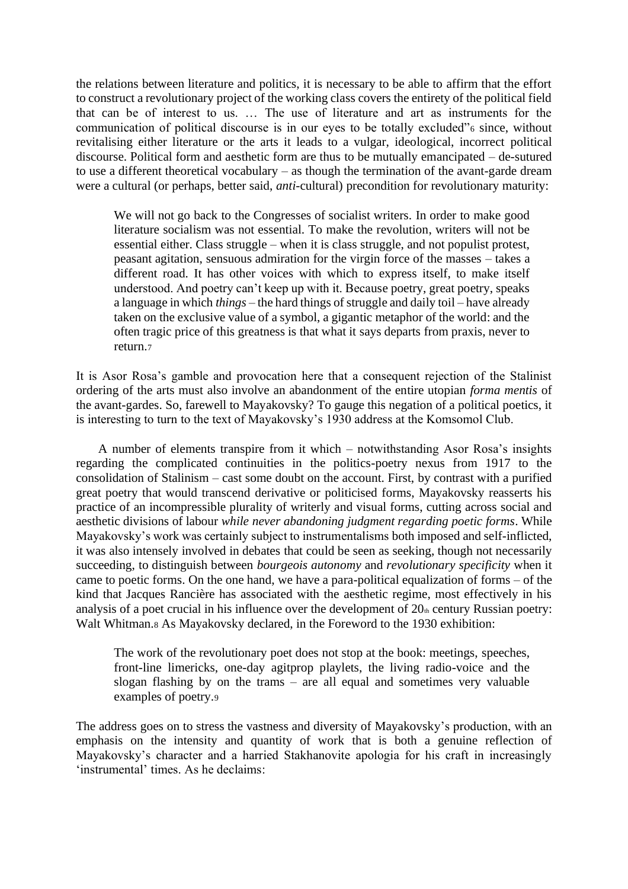the relations between literature and politics, it is necessary to be able to affirm that the effort to construct a revolutionary project of the working class covers the entirety of the political field that can be of interest to us. … The use of literature and art as instruments for the communication of political discourse is in our eyes to be totally excluded"[6] since, without revitalising either literature or the arts it leads to a vulgar, ideological, incorrect political discourse. Political form and aesthetic form are thus to be mutually emancipated – de-sutured to use a different theoretical vocabulary – as though the termination of the avant-garde dream were a cultural (or perhaps, better said, *anti*-cultural) precondition for revolutionary maturity:

> We will not go back to the Congresses of socialist writers. In order to make good literature socialism was not essential. To make the revolution, writers will not be essential either. Class struggle – when it is class struggle, and not populist protest, peasant agitation, sensuous admiration for the virgin force of the masses – takes a different road. It has other voices with which to express itself, to make itself understood. And poetry can't keep up with it. Because poetry, great poetry, speaks a language in which *things* – the hard things of struggle and daily toil – have already taken on the exclusive value of a symbol, a gigantic metaphor of the world: and the often tragic price of this greatness is that what it says departs from praxis, never to return.[7]

It is Asor Rosa's gamble and provocation here that a consequent rejection of the Stalinist ordering of the arts must also involve an abandonment of the entire utopian *forma mentis* of the avant-gardes. So, farewell to Mayakovsky? To gauge this negation of a political poetics, it is interesting to turn to the text of Mayakovsky's 1930 address at the Komsomol Club.

A number of elements transpire from it which – notwithstanding Asor Rosa's insights regarding the complicated continuities in the politics-poetry nexus from 1917 to the consolidation of Stalinism – cast some doubt on the account. First, by contrast with a purified great poetry that would transcend derivative or politicised forms, Mayakovsky reasserts his practice of an incompressible plurality of writerly and visual forms, cutting across social and aesthetic divisions of labour *while never abandoning judgment regarding poetic forms*. While Mayakovsky's work was certainly subject to instrumentalisms both imposed and self-inflicted, it was also intensely involved in debates that could be seen as seeking, though not necessarily succeeding, to distinguish between *bourgeois autonomy* and *revolutionary specificity* when it came to poetic forms. On the one hand, we have a para-political equalization of forms – of the kind that Jacques Rancière has associated with the aesthetic regime, most effectively in his analysis of a poet crucial in his influence over the development of 20th century Russian poetry: Walt Whitman.[8] As Mayakovsky declared, in the Foreword to the 1930 exhibition:

> The work of the revolutionary poet does not stop at the book: meetings, speeches, front-line limericks, one-day agitprop playlets, the living radio-voice and the slogan flashing by on the trams – are all equal and sometimes very valuable examples of poetry.[9]

The address goes on to stress the vastness and diversity of Mayakovsky's production, with an emphasis on the intensity and quantity of work that is both a genuine reflection of Mayakovsky's character and a harried Stakhanovite apologia for his craft in increasingly 'instrumental' times. As he declaims: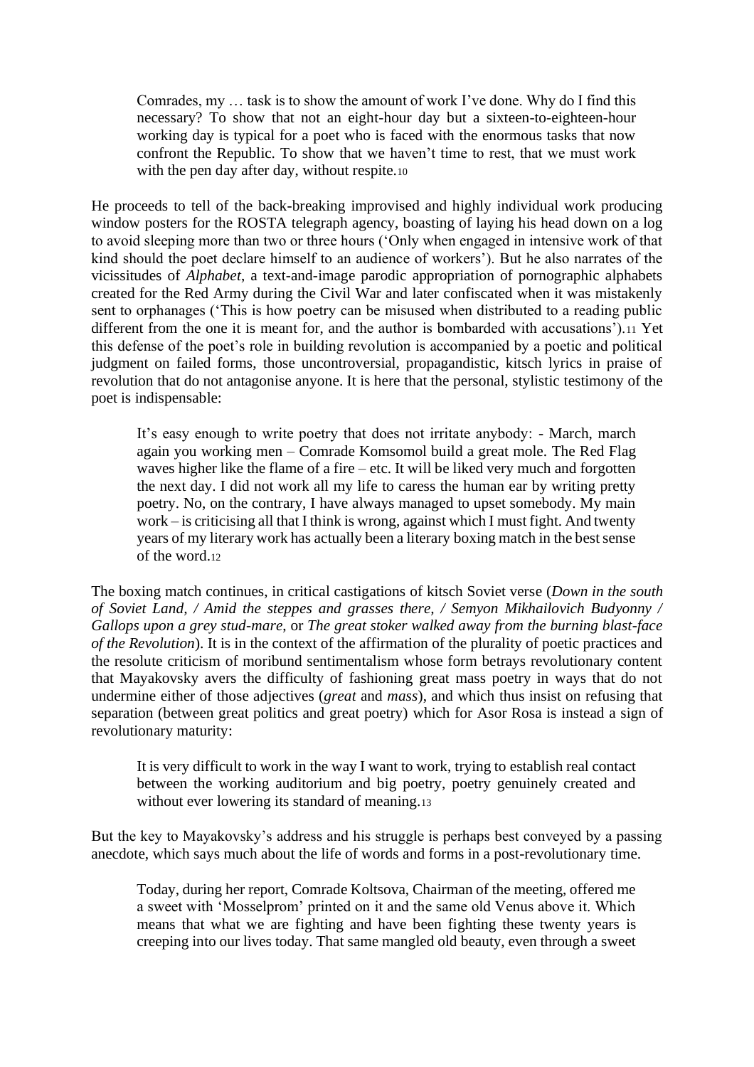> Comrades, my … task is to show the amount of work I've done. Why do I find this necessary? To show that not an eight-hour day but a sixteen-to-eighteen-hour working day is typical for a poet who is faced with the enormous tasks that now confront the Republic. To show that we haven't time to rest, that we must work with the pen day after day, without respite.[10]

He proceeds to tell of the back-breaking improvised and highly individual work producing window posters for the ROSTA telegraph agency, boasting of laying his head down on a log to avoid sleeping more than two or three hours ('Only when engaged in intensive work of that kind should the poet declare himself to an audience of workers'). But he also narrates of the vicissitudes of *Alphabet*, a text-and-image parodic appropriation of pornographic alphabets created for the Red Army during the Civil War and later confiscated when it was mistakenly sent to orphanages ('This is how poetry can be misused when distributed to a reading public different from the one it is meant for, and the author is bombarded with accusations').[11] Yet this defense of the poet's role in building revolution is accompanied by a poetic and political judgment on failed forms, those uncontroversial, propagandistic, kitsch lyrics in praise of revolution that do not antagonise anyone. It is here that the personal, stylistic testimony of the poet is indispensable:

> It's easy enough to write poetry that does not irritate anybody: - March, march again you working men – Comrade Komsomol build a great mole. The Red Flag waves higher like the flame of a fire – etc. It will be liked very much and forgotten the next day. I did not work all my life to caress the human ear by writing pretty poetry. No, on the contrary, I have always managed to upset somebody. My main work – is criticising all that I think is wrong, against which I must fight. And twenty years of my literary work has actually been a literary boxing match in the best sense of the word.[12]

The boxing match continues, in critical castigations of kitsch Soviet verse (*Down in the south of Soviet Land, / Amid the steppes and grasses there, / Semyon Mikhailovich Budyonny / Gallops upon a grey stud-mare,* or *The great stoker walked away from the burning blast-face of the Revolution*). It is in the context of the affirmation of the plurality of poetic practices and the resolute criticism of moribund sentimentalism whose form betrays revolutionary content that Mayakovsky avers the difficulty of fashioning great mass poetry in ways that do not undermine either of those adjectives (*great* and *mass*), and which thus insist on refusing that separation (between great politics and great poetry) which for Asor Rosa is instead a sign of revolutionary maturity:

> It is very difficult to work in the way I want to work, trying to establish real contact between the working auditorium and big poetry, poetry genuinely created and without ever lowering its standard of meaning.[13]

But the key to Mayakovsky's address and his struggle is perhaps best conveyed by a passing anecdote, which says much about the life of words and forms in a post-revolutionary time.

> Today, during her report, Comrade Koltsova, Chairman of the meeting, offered me a sweet with 'Mosselprom' printed on it and the same old Venus above it. Which means that what we are fighting and have been fighting these twenty years is creeping into our lives today. That same mangled old beauty, even through a sweet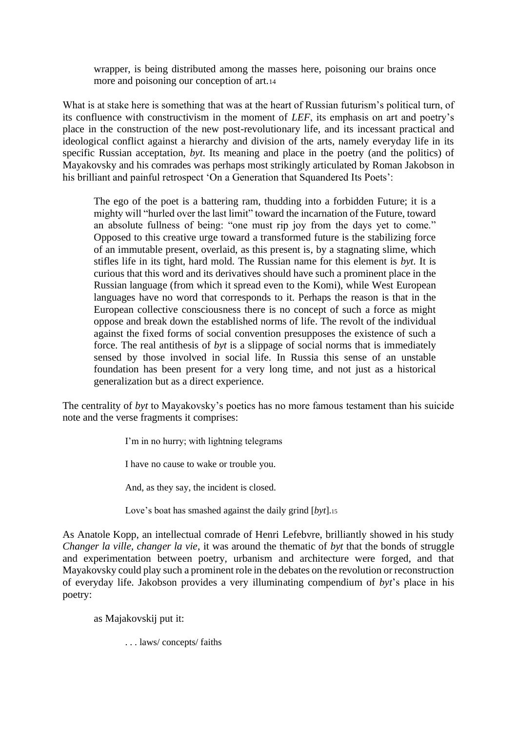> wrapper, is being distributed among the masses here, poisoning our brains once more and poisoning our conception of art.[14]

What is at stake here is something that was at the heart of Russian futurism's political turn, of its confluence with constructivism in the moment of *LEF*, its emphasis on art and poetry's place in the construction of the new post-revolutionary life, and its incessant practical and ideological conflict against a hierarchy and division of the arts, namely everyday life in its specific Russian acceptation, *byt*. Its meaning and place in the poetry (and the politics) of Mayakovsky and his comrades was perhaps most strikingly articulated by Roman Jakobson in his brilliant and painful retrospect 'On a Generation that Squandered Its Poets':

> The ego of the poet is a battering ram, thudding into a forbidden Future; it is a mighty will "hurled over the last limit" toward the incarnation of the Future, toward an absolute fullness of being: "one must rip joy from the days yet to come." Opposed to this creative urge toward a transformed future is the stabilizing force of an immutable present, overlaid, as this present is, by a stagnating slime, which stifles life in its tight, hard mold. The Russian name for this element is *byt*. It is curious that this word and its derivatives should have such a prominent place in the Russian language (from which it spread even to the Komi), while West European languages have no word that corresponds to it. Perhaps the reason is that in the European collective consciousness there is no concept of such a force as might oppose and break down the established norms of life. The revolt of the individual against the fixed forms of social convention presupposes the existence of such a force. The real antithesis of *byt* is a slippage of social norms that is immediately sensed by those involved in social life. In Russia this sense of an unstable foundation has been present for a very long time, and not just as a historical generalization but as a direct experience.

The centrality of *byt* to Mayakovsky's poetics has no more famous testament than his suicide note and the verse fragments it comprises:

> I'm in no hurry; with lightning telegrams
>
> I have no cause to wake or trouble you.
>
> And, as they say, the incident is closed.
>
> Love's boat has smashed against the daily grind [*byt*].[15]

As Anatole Kopp, an intellectual comrade of Henri Lefebvre, brilliantly showed in his study *Changer la ville, changer la vie*, it was around the thematic of *byt* that the bonds of struggle and experimentation between poetry, urbanism and architecture were forged, and that Mayakovsky could play such a prominent role in the debates on the revolution or reconstruction of everyday life. Jakobson provides a very illuminating compendium of *byt*'s place in his poetry:

> as Majakovskij put it:
>
> > . . . laws/ concepts/ faiths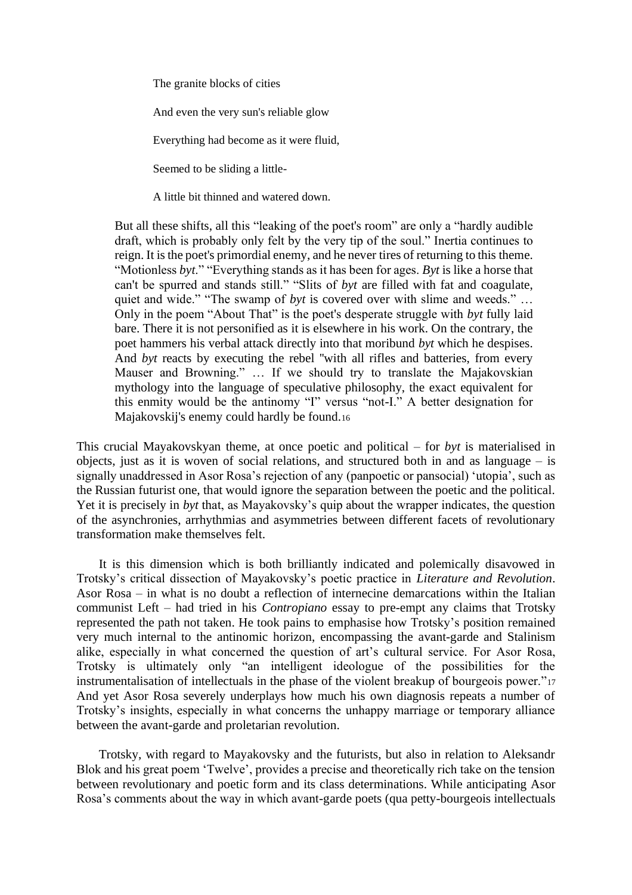> The granite blocks of cities
>
> And even the very sun's reliable glow
>
> Everything had become as it were fluid,
>
> Seemed to be sliding a little-
>
> A little bit thinned and watered down.
>
> But all these shifts, all this "leaking of the poet's room" are only a "hardly audible draft, which is probably only felt by the very tip of the soul." Inertia continues to reign. It is the poet's primordial enemy, and he never tires of returning to this theme. "Motionless *byt*." "Everything stands as it has been for ages. *Byt* is like a horse that can't be spurred and stands still." "Slits of *byt* are filled with fat and coagulate, quiet and wide." "The swamp of *byt* is covered over with slime and weeds." … Only in the poem "About That" is the poet's desperate struggle with *byt* fully laid bare. There it is not personified as it is elsewhere in his work. On the contrary, the poet hammers his verbal attack directly into that moribund *byt* which he despises. And *byt* reacts by executing the rebel "with all rifles and batteries, from every Mauser and Browning." … If we should try to translate the Majakovskian mythology into the language of speculative philosophy, the exact equivalent for this enmity would be the antinomy "I" versus "not-I." A better designation for Majakovskij's enemy could hardly be found.[16]

This crucial Mayakovskyan theme, at once poetic and political – for *byt* is materialised in objects, just as it is woven of social relations, and structured both in and as language – is signally unaddressed in Asor Rosa's rejection of any (panpoetic or pansocial) 'utopia', such as the Russian futurist one, that would ignore the separation between the poetic and the political. Yet it is precisely in *byt* that, as Mayakovsky's quip about the wrapper indicates, the question of the asynchronies, arrhythmias and asymmetries between different facets of revolutionary transformation make themselves felt.

It is this dimension which is both brilliantly indicated and polemically disavowed in Trotsky's critical dissection of Mayakovsky's poetic practice in *Literature and Revolution*. Asor Rosa – in what is no doubt a reflection of internecine demarcations within the Italian communist Left – had tried in his *Contropiano* essay to pre-empt any claims that Trotsky represented the path not taken. He took pains to emphasise how Trotsky's position remained very much internal to the antinomic horizon, encompassing the avant-garde and Stalinism alike, especially in what concerned the question of art's cultural service. For Asor Rosa, Trotsky is ultimately only "an intelligent ideologue of the possibilities for the instrumentalisation of intellectuals in the phase of the violent breakup of bourgeois power."[17] And yet Asor Rosa severely underplays how much his own diagnosis repeats a number of Trotsky's insights, especially in what concerns the unhappy marriage or temporary alliance between the avant-garde and proletarian revolution.

Trotsky, with regard to Mayakovsky and the futurists, but also in relation to Aleksandr Blok and his great poem 'Twelve', provides a precise and theoretically rich take on the tension between revolutionary and poetic form and its class determinations. While anticipating Asor Rosa's comments about the way in which avant-garde poets (qua petty-bourgeois intellectuals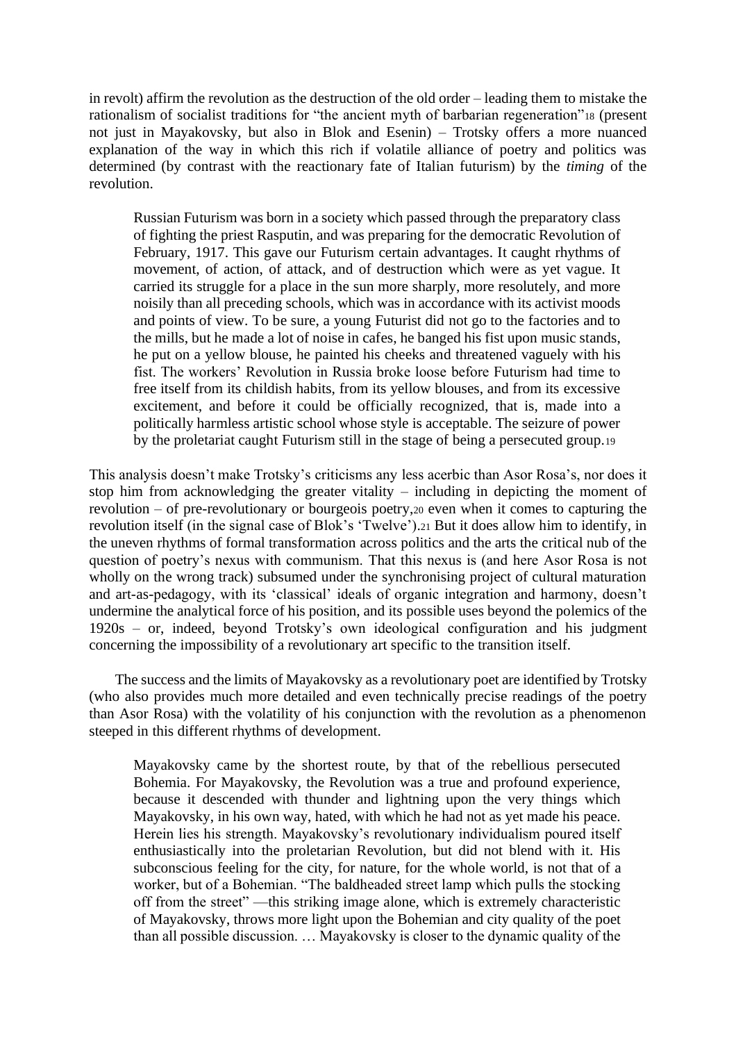in revolt) affirm the revolution as the destruction of the old order – leading them to mistake the rationalism of socialist traditions for "the ancient myth of barbarian regeneration"[18] (present not just in Mayakovsky, but also in Blok and Esenin) – Trotsky offers a more nuanced explanation of the way in which this rich if volatile alliance of poetry and politics was determined (by contrast with the reactionary fate of Italian futurism) by the *timing* of the revolution.

> Russian Futurism was born in a society which passed through the preparatory class of fighting the priest Rasputin, and was preparing for the democratic Revolution of February, 1917. This gave our Futurism certain advantages. It caught rhythms of movement, of action, of attack, and of destruction which were as yet vague. It carried its struggle for a place in the sun more sharply, more resolutely, and more noisily than all preceding schools, which was in accordance with its activist moods and points of view. To be sure, a young Futurist did not go to the factories and to the mills, but he made a lot of noise in cafes, he banged his fist upon music stands, he put on a yellow blouse, he painted his cheeks and threatened vaguely with his fist. The workers' Revolution in Russia broke loose before Futurism had time to free itself from its childish habits, from its yellow blouses, and from its excessive excitement, and before it could be officially recognized, that is, made into a politically harmless artistic school whose style is acceptable. The seizure of power by the proletariat caught Futurism still in the stage of being a persecuted group.[19]

This analysis doesn't make Trotsky's criticisms any less acerbic than Asor Rosa's, nor does it stop him from acknowledging the greater vitality – including in depicting the moment of revolution – of pre-revolutionary or bourgeois poetry,[20] even when it comes to capturing the revolution itself (in the signal case of Blok's 'Twelve').[21] But it does allow him to identify, in the uneven rhythms of formal transformation across politics and the arts the critical nub of the question of poetry's nexus with communism. That this nexus is (and here Asor Rosa is not wholly on the wrong track) subsumed under the synchronising project of cultural maturation and art-as-pedagogy, with its 'classical' ideals of organic integration and harmony, doesn't undermine the analytical force of his position, and its possible uses beyond the polemics of the 1920s – or, indeed, beyond Trotsky's own ideological configuration and his judgment concerning the impossibility of a revolutionary art specific to the transition itself.

The success and the limits of Mayakovsky as a revolutionary poet are identified by Trotsky (who also provides much more detailed and even technically precise readings of the poetry than Asor Rosa) with the volatility of his conjunction with the revolution as a phenomenon steeped in this different rhythms of development.

> Mayakovsky came by the shortest route, by that of the rebellious persecuted Bohemia. For Mayakovsky, the Revolution was a true and profound experience, because it descended with thunder and lightning upon the very things which Mayakovsky, in his own way, hated, with which he had not as yet made his peace. Herein lies his strength. Mayakovsky's revolutionary individualism poured itself enthusiastically into the proletarian Revolution, but did not blend with it. His subconscious feeling for the city, for nature, for the whole world, is not that of a worker, but of a Bohemian. "The baldheaded street lamp which pulls the stocking off from the street" —this striking image alone, which is extremely characteristic of Mayakovsky, throws more light upon the Bohemian and city quality of the poet than all possible discussion. … Mayakovsky is closer to the dynamic quality of the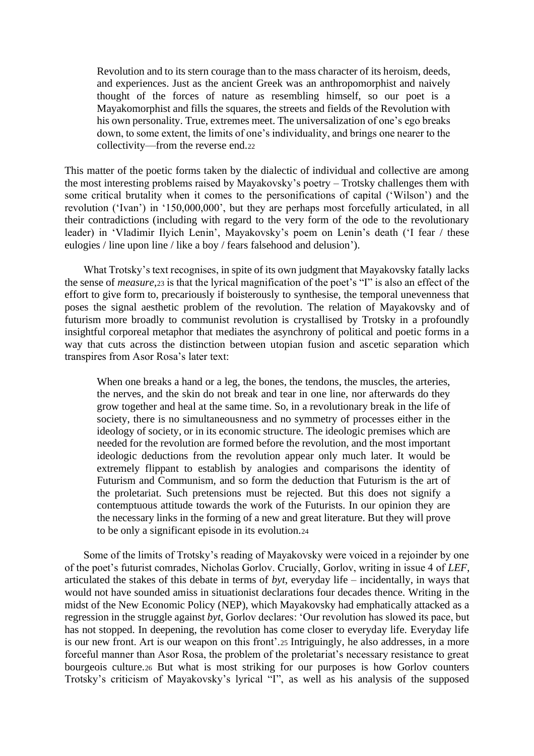> Revolution and to its stern courage than to the mass character of its heroism, deeds, and experiences. Just as the ancient Greek was an anthropomorphist and naively thought of the forces of nature as resembling himself, so our poet is a Mayakomorphist and fills the squares, the streets and fields of the Revolution with his own personality. True, extremes meet. The universalization of one's ego breaks down, to some extent, the limits of one's individuality, and brings one nearer to the collectivity—from the reverse end.[22]

This matter of the poetic forms taken by the dialectic of individual and collective are among the most interesting problems raised by Mayakovsky's poetry – Trotsky challenges them with some critical brutality when it comes to the personifications of capital ('Wilson') and the revolution ('Ivan') in '150,000,000', but they are perhaps most forcefully articulated, in all their contradictions (including with regard to the very form of the ode to the revolutionary leader) in 'Vladimir Ilyich Lenin', Mayakovsky's poem on Lenin's death ('I fear / these eulogies / line upon line / like a boy / fears falsehood and delusion').

What Trotsky's text recognises, in spite of its own judgment that Mayakovsky fatally lacks the sense of *measure*,[23] is that the lyrical magnification of the poet's "I" is also an effect of the effort to give form to, precariously if boisterously to synthesise, the temporal unevenness that poses the signal aesthetic problem of the revolution. The relation of Mayakovsky and of futurism more broadly to communist revolution is crystallised by Trotsky in a profoundly insightful corporeal metaphor that mediates the asynchrony of political and poetic forms in a way that cuts across the distinction between utopian fusion and ascetic separation which transpires from Asor Rosa's later text:

> When one breaks a hand or a leg, the bones, the tendons, the muscles, the arteries, the nerves, and the skin do not break and tear in one line, nor afterwards do they grow together and heal at the same time. So, in a revolutionary break in the life of society, there is no simultaneousness and no symmetry of processes either in the ideology of society, or in its economic structure. The ideologic premises which are needed for the revolution are formed before the revolution, and the most important ideologic deductions from the revolution appear only much later. It would be extremely flippant to establish by analogies and comparisons the identity of Futurism and Communism, and so form the deduction that Futurism is the art of the proletariat. Such pretensions must be rejected. But this does not signify a contemptuous attitude towards the work of the Futurists. In our opinion they are the necessary links in the forming of a new and great literature. But they will prove to be only a significant episode in its evolution.[24]

Some of the limits of Trotsky's reading of Mayakovsky were voiced in a rejoinder by one of the poet's futurist comrades, Nicholas Gorlov. Crucially, Gorlov, writing in issue 4 of *LEF*, articulated the stakes of this debate in terms of *byt*, everyday life – incidentally, in ways that would not have sounded amiss in situationist declarations four decades thence. Writing in the midst of the New Economic Policy (NEP), which Mayakovsky had emphatically attacked as a regression in the struggle against *byt*, Gorlov declares: 'Our revolution has slowed its pace, but has not stopped. In deepening, the revolution has come closer to everyday life. Everyday life is our new front. Art is our weapon on this front'.[25] Intriguingly, he also addresses, in a more forceful manner than Asor Rosa, the problem of the proletariat's necessary resistance to great bourgeois culture.[26] But what is most striking for our purposes is how Gorlov counters Trotsky's criticism of Mayakovsky's lyrical "I", as well as his analysis of the supposed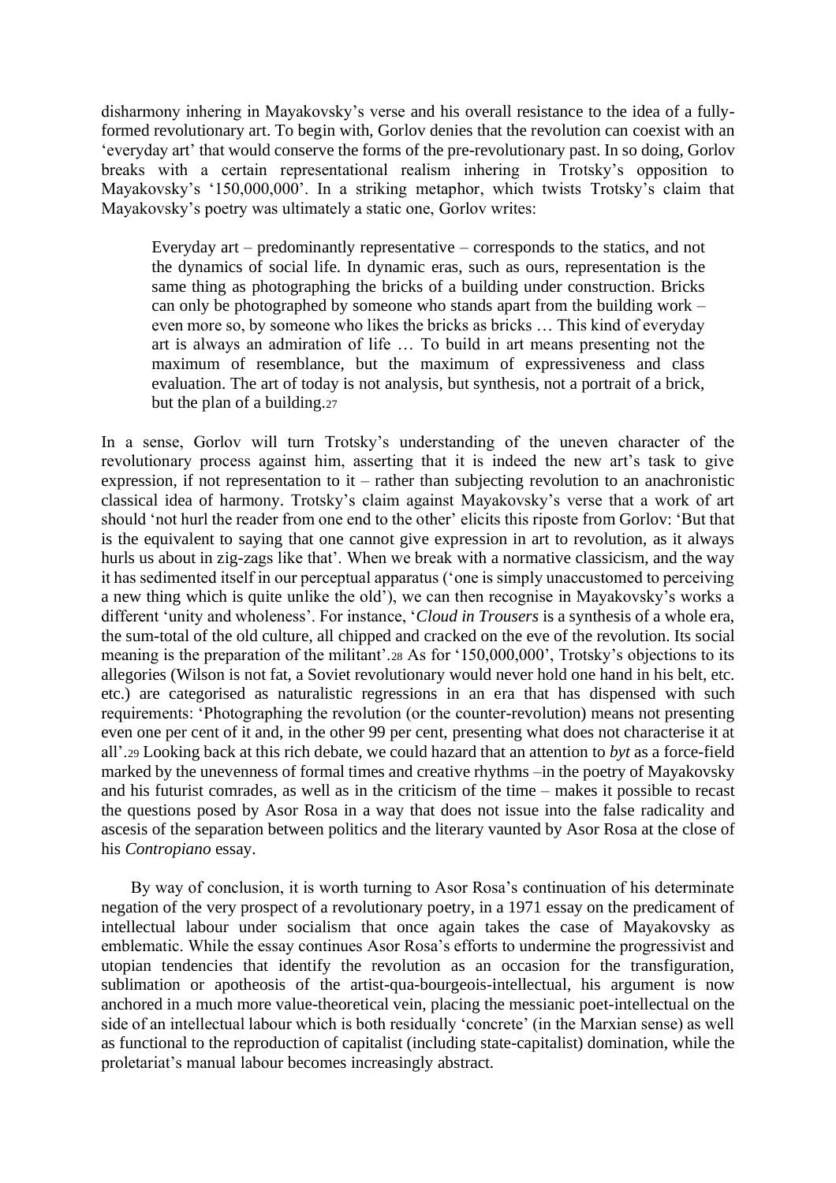disharmony inhering in Mayakovsky's verse and his overall resistance to the idea of a fully-formed revolutionary art. To begin with, Gorlov denies that the revolution can coexist with an 'everyday art' that would conserve the forms of the pre-revolutionary past. In so doing, Gorlov breaks with a certain representational realism inhering in Trotsky's opposition to Mayakovsky's '150,000,000'. In a striking metaphor, which twists Trotsky's claim that Mayakovsky's poetry was ultimately a static one, Gorlov writes:

> Everyday art – predominantly representative – corresponds to the statics, and not the dynamics of social life. In dynamic eras, such as ours, representation is the same thing as photographing the bricks of a building under construction. Bricks can only be photographed by someone who stands apart from the building work – even more so, by someone who likes the bricks as bricks … This kind of everyday art is always an admiration of life … To build in art means presenting not the maximum of resemblance, but the maximum of expressiveness and class evaluation. The art of today is not analysis, but synthesis, not a portrait of a brick, but the plan of a building.[27]

In a sense, Gorlov will turn Trotsky's understanding of the uneven character of the revolutionary process against him, asserting that it is indeed the new art's task to give expression, if not representation to it – rather than subjecting revolution to an anachronistic classical idea of harmony. Trotsky's claim against Mayakovsky's verse that a work of art should 'not hurl the reader from one end to the other' elicits this riposte from Gorlov: 'But that is the equivalent to saying that one cannot give expression in art to revolution, as it always hurls us about in zig-zags like that'. When we break with a normative classicism, and the way it has sedimented itself in our perceptual apparatus ('one is simply unaccustomed to perceiving a new thing which is quite unlike the old'), we can then recognise in Mayakovsky's works a different 'unity and wholeness'. For instance, '*Cloud in Trousers* is a synthesis of a whole era, the sum-total of the old culture, all chipped and cracked on the eve of the revolution. Its social meaning is the preparation of the militant'.[28] As for '150,000,000', Trotsky's objections to its allegories (Wilson is not fat, a Soviet revolutionary would never hold one hand in his belt, etc. etc.) are categorised as naturalistic regressions in an era that has dispensed with such requirements: 'Photographing the revolution (or the counter-revolution) means not presenting even one per cent of it and, in the other 99 per cent, presenting what does not characterise it at all'.[29] Looking back at this rich debate, we could hazard that an attention to *byt* as a force-field marked by the unevenness of formal times and creative rhythms –in the poetry of Mayakovsky and his futurist comrades, as well as in the criticism of the time – makes it possible to recast the questions posed by Asor Rosa in a way that does not issue into the false radicality and ascesis of the separation between politics and the literary vaunted by Asor Rosa at the close of his *Contropiano* essay.

By way of conclusion, it is worth turning to Asor Rosa's continuation of his determinate negation of the very prospect of a revolutionary poetry, in a 1971 essay on the predicament of intellectual labour under socialism that once again takes the case of Mayakovsky as emblematic. While the essay continues Asor Rosa's efforts to undermine the progressivist and utopian tendencies that identify the revolution as an occasion for the transfiguration, sublimation or apotheosis of the artist-qua-bourgeois-intellectual, his argument is now anchored in a much more value-theoretical vein, placing the messianic poet-intellectual on the side of an intellectual labour which is both residually 'concrete' (in the Marxian sense) as well as functional to the reproduction of capitalist (including state-capitalist) domination, while the proletariat's manual labour becomes increasingly abstract.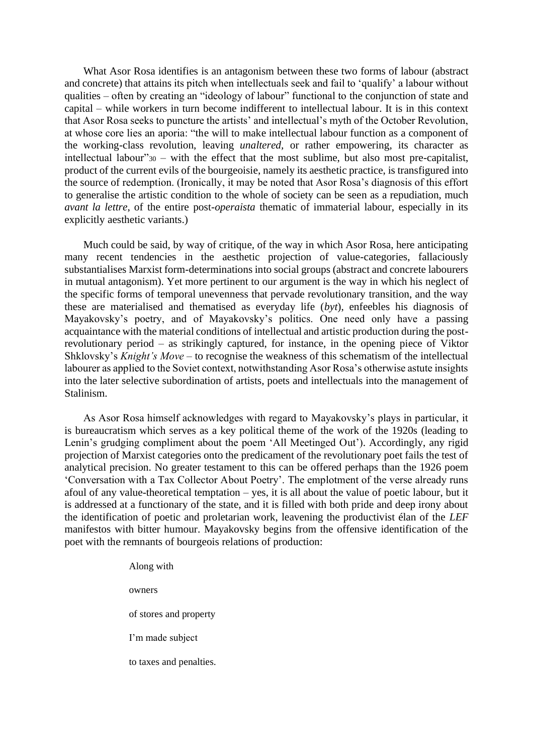What Asor Rosa identifies is an antagonism between these two forms of labour (abstract and concrete) that attains its pitch when intellectuals seek and fail to 'qualify' a labour without qualities – often by creating an "ideology of labour" functional to the conjunction of state and capital – while workers in turn become indifferent to intellectual labour. It is in this context that Asor Rosa seeks to puncture the artists' and intellectual's myth of the October Revolution, at whose core lies an aporia: "the will to make intellectual labour function as a component of the working-class revolution, leaving *unaltered*, or rather empowering, its character as intellectual labour"[30] – with the effect that the most sublime, but also most pre-capitalist, product of the current evils of the bourgeoisie, namely its aesthetic practice, is transfigured into the source of redemption. (Ironically, it may be noted that Asor Rosa's diagnosis of this effort to generalise the artistic condition to the whole of society can be seen as a repudiation, much *avant la lettre*, of the entire post-*operaista* thematic of immaterial labour, especially in its explicitly aesthetic variants.)

Much could be said, by way of critique, of the way in which Asor Rosa, here anticipating many recent tendencies in the aesthetic projection of value-categories, fallaciously substantialises Marxist form-determinations into social groups (abstract and concrete labourers in mutual antagonism). Yet more pertinent to our argument is the way in which his neglect of the specific forms of temporal unevenness that pervade revolutionary transition, and the way these are materialised and thematised as everyday life (*byt*), enfeebles his diagnosis of Mayakovsky's poetry, and of Mayakovsky's politics. One need only have a passing acquaintance with the material conditions of intellectual and artistic production during the post-revolutionary period – as strikingly captured, for instance, in the opening piece of Viktor Shklovsky's *Knight's Move* – to recognise the weakness of this schematism of the intellectual labourer as applied to the Soviet context, notwithstanding Asor Rosa's otherwise astute insights into the later selective subordination of artists, poets and intellectuals into the management of Stalinism.

As Asor Rosa himself acknowledges with regard to Mayakovsky's plays in particular, it is bureaucratism which serves as a key political theme of the work of the 1920s (leading to Lenin's grudging compliment about the poem 'All Meetinged Out'). Accordingly, any rigid projection of Marxist categories onto the predicament of the revolutionary poet fails the test of analytical precision. No greater testament to this can be offered perhaps than the 1926 poem 'Conversation with a Tax Collector About Poetry'. The emplotment of the verse already runs afoul of any value-theoretical temptation – yes, it is all about the value of poetic labour, but it is addressed at a functionary of the state, and it is filled with both pride and deep irony about the identification of poetic and proletarian work, leavening the productivist élan of the *LEF* manifestos with bitter humour. Mayakovsky begins from the offensive identification of the poet with the remnants of bourgeois relations of production:

> Along with
>
> owners
>
> of stores and property
>
> I'm made subject
>
> to taxes and penalties.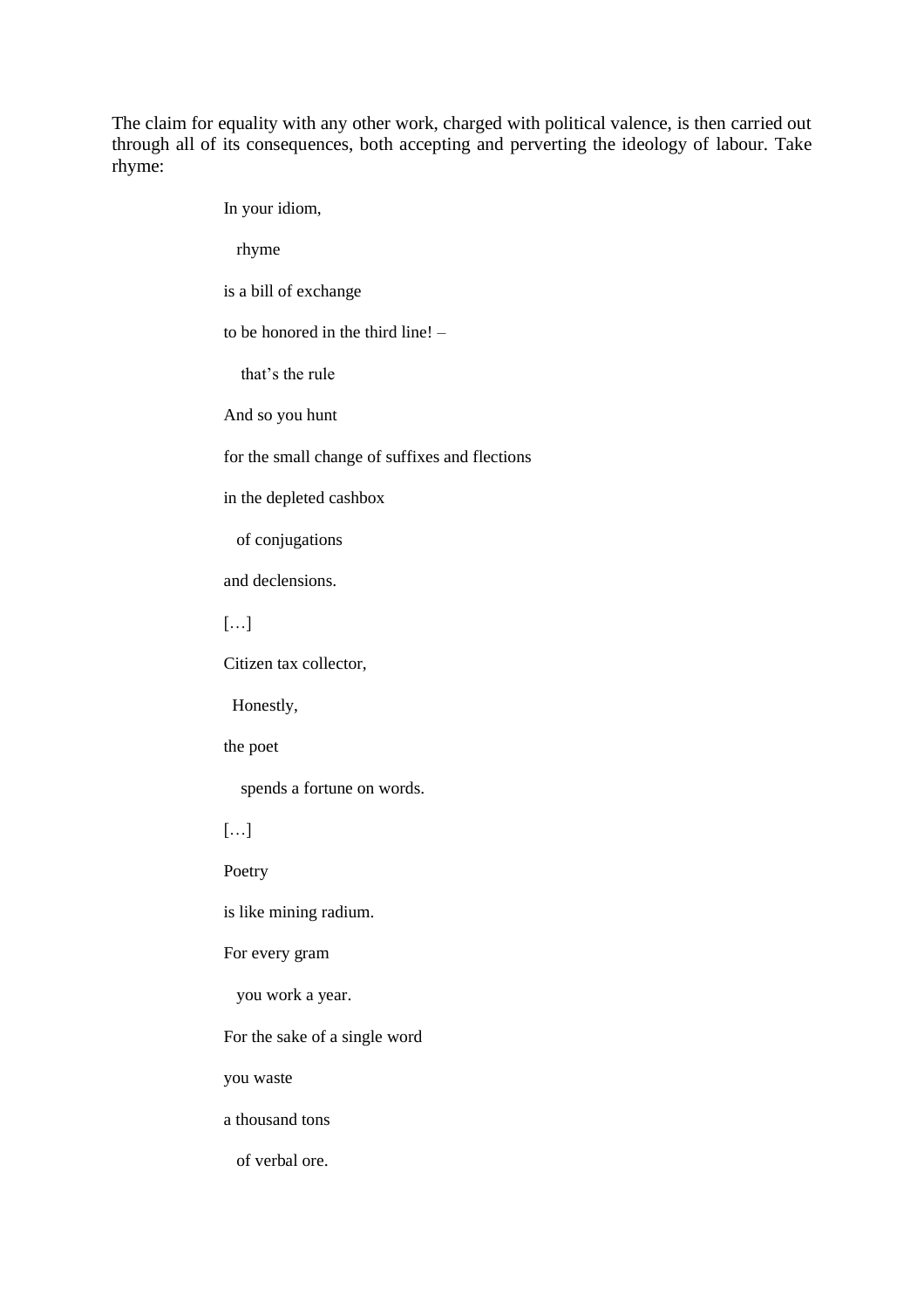The claim for equality with any other work, charged with political valence, is then carried out through all of its consequences, both accepting and perverting the ideology of labour. Take rhyme:

> In your idiom,
>
> rhyme
>
> is a bill of exchange
>
> to be honored in the third line! –
>
> that's the rule
>
> And so you hunt
>
> for the small change of suffixes and flections
>
> in the depleted cashbox
>
> of conjugations
>
> and declensions.
>
> […]
>
> Citizen tax collector,
>
> Honestly,
>
> the poet
>
> spends a fortune on words.
>
> […]
>
> Poetry
>
> is like mining radium.
>
> For every gram
>
> you work a year.
>
> For the sake of a single word
>
> you waste
>
> a thousand tons
>
> of verbal ore.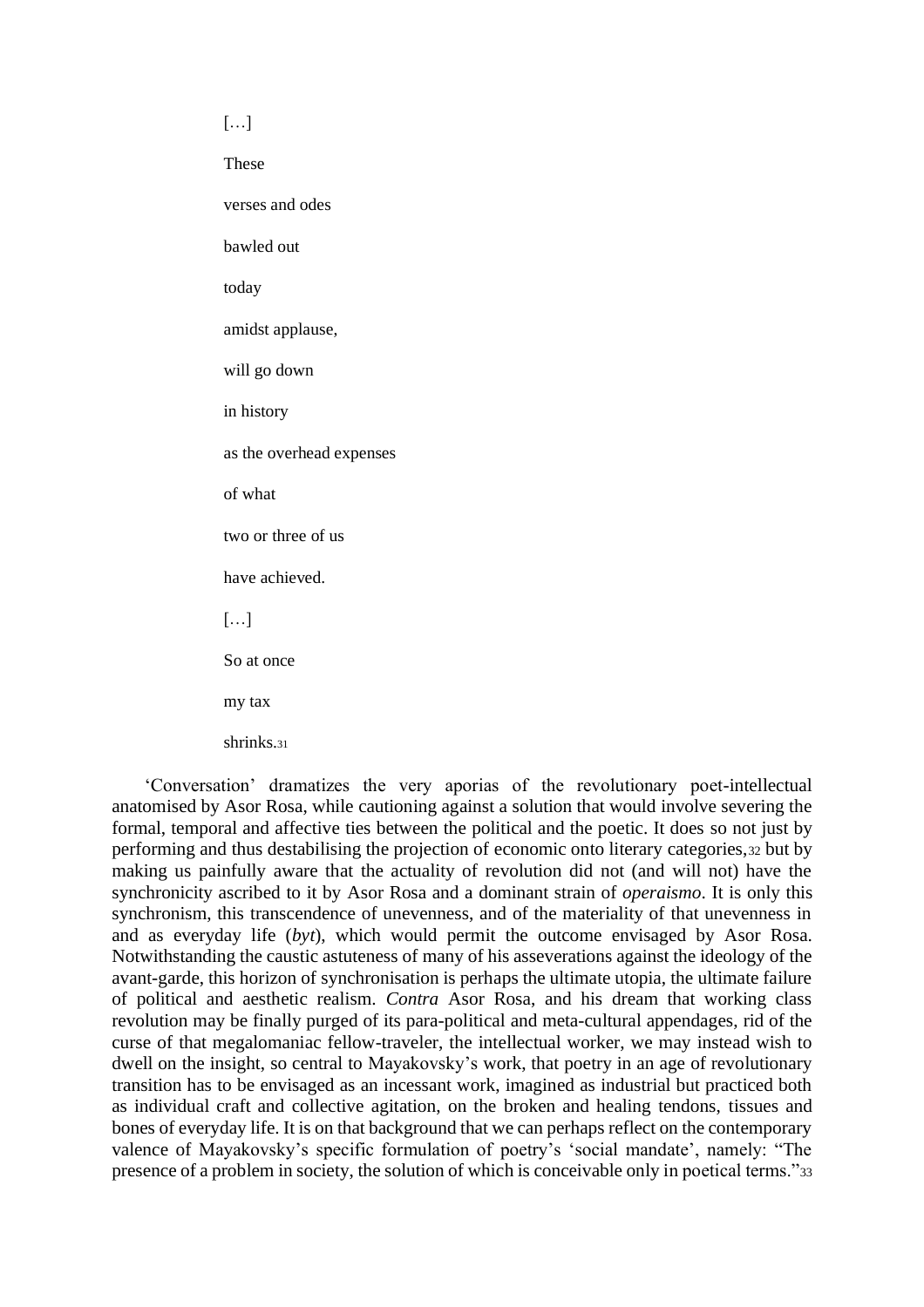[…]

These

verses and odes

bawled out

today

amidst applause,

will go down

in history

as the overhead expenses

of what

two or three of us

have achieved.

[…]

So at once

my tax

shrinks.[31]

'Conversation' dramatizes the very aporias of the revolutionary poet-intellectual anatomised by Asor Rosa, while cautioning against a solution that would involve severing the formal, temporal and affective ties between the political and the poetic. It does so not just by performing and thus destabilising the projection of economic onto literary categories,[32] but by making us painfully aware that the actuality of revolution did not (and will not) have the synchronicity ascribed to it by Asor Rosa and a dominant strain of *operaismo*. It is only this synchronism, this transcendence of unevenness, and of the materiality of that unevenness in and as everyday life (*byt*), which would permit the outcome envisaged by Asor Rosa. Notwithstanding the caustic astuteness of many of his asseverations against the ideology of the avant-garde, this horizon of synchronisation is perhaps the ultimate utopia, the ultimate failure of political and aesthetic realism. *Contra* Asor Rosa, and his dream that working class revolution may be finally purged of its para-political and meta-cultural appendages, rid of the curse of that megalomaniac fellow-traveler, the intellectual worker, we may instead wish to dwell on the insight, so central to Mayakovsky's work, that poetry in an age of revolutionary transition has to be envisaged as an incessant work, imagined as industrial but practiced both as individual craft and collective agitation, on the broken and healing tendons, tissues and bones of everyday life. It is on that background that we can perhaps reflect on the contemporary valence of Mayakovsky's specific formulation of poetry's 'social mandate', namely: "The presence of a problem in society, the solution of which is conceivable only in poetical terms."[33]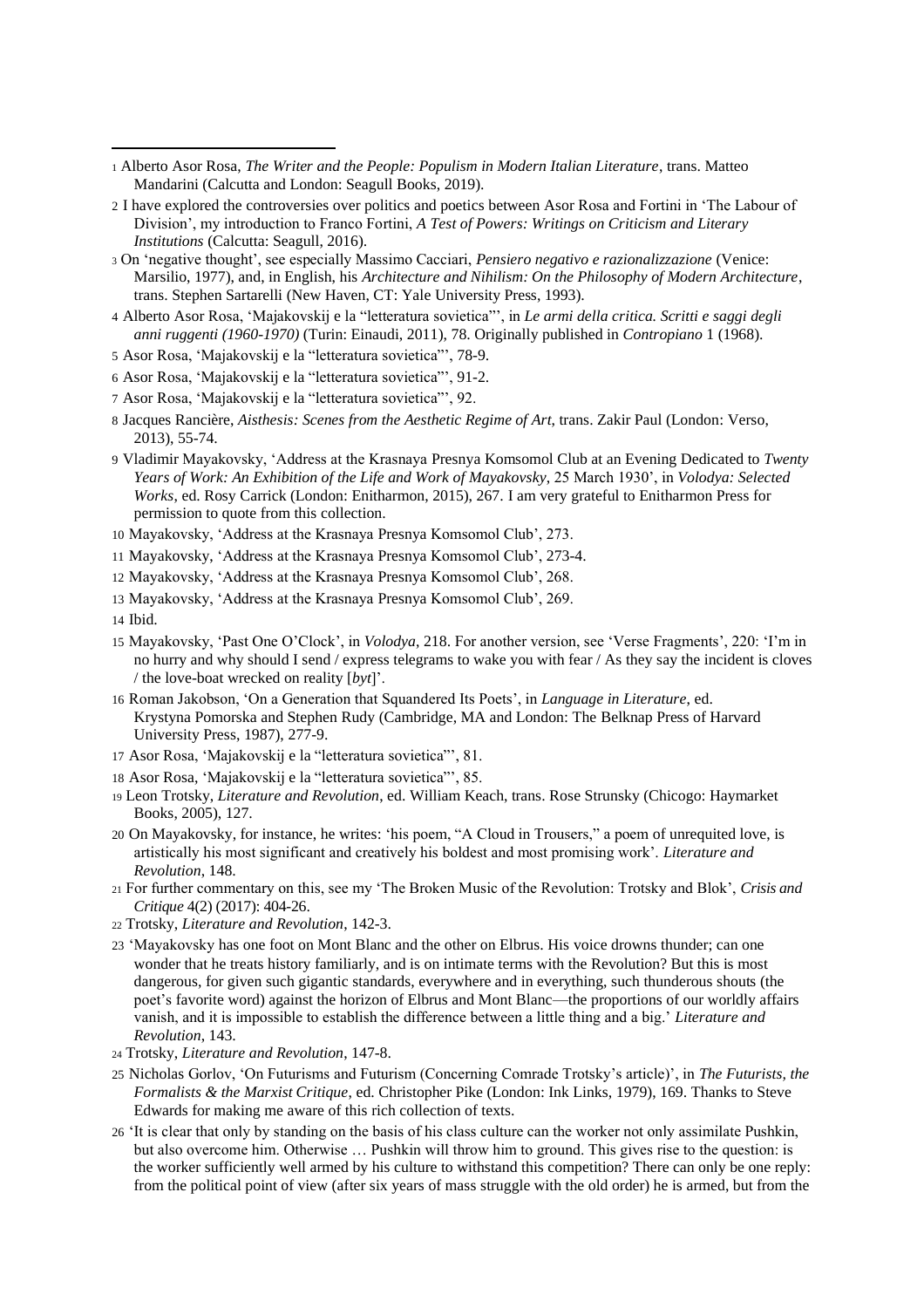1 Alberto Asor Rosa, *The Writer and the People: Populism in Modern Italian Literature*, trans. Matteo Mandarini (Calcutta and London: Seagull Books, 2019).

2 I have explored the controversies over politics and poetics between Asor Rosa and Fortini in 'The Labour of Division', my introduction to Franco Fortini, *A Test of Powers: Writings on Criticism and Literary Institutions* (Calcutta: Seagull, 2016).

3 On 'negative thought', see especially Massimo Cacciari, *Pensiero negativo e razionalizzazione* (Venice: Marsilio, 1977), and, in English, his *Architecture and Nihilism: On the Philosophy of Modern Architecture*, trans. Stephen Sartarelli (New Haven, CT: Yale University Press, 1993).

4 Alberto Asor Rosa, 'Majakovskij e la "letteratura sovietica"', in *Le armi della critica. Scritti e saggi degli anni ruggenti (1960-1970)* (Turin: Einaudi, 2011), 78. Originally published in *Contropiano* 1 (1968).

5 Asor Rosa, 'Majakovskij e la "letteratura sovietica"', 78-9.

6 Asor Rosa, 'Majakovskij e la "letteratura sovietica"', 91-2.

7 Asor Rosa, 'Majakovskij e la "letteratura sovietica"', 92.

8 Jacques Rancière, *Aisthesis: Scenes from the Aesthetic Regime of Art*, trans. Zakir Paul (London: Verso, 2013), 55-74.

9 Vladimir Mayakovsky, 'Address at the Krasnaya Presnya Komsomol Club at an Evening Dedicated to *Twenty Years of Work: An Exhibition of the Life and Work of Mayakovsky*, 25 March 1930', in *Volodya: Selected Works*, ed. Rosy Carrick (London: Enitharmon, 2015), 267. I am very grateful to Enitharmon Press for permission to quote from this collection.

10 Mayakovsky, 'Address at the Krasnaya Presnya Komsomol Club', 273.

11 Mayakovsky, 'Address at the Krasnaya Presnya Komsomol Club', 273-4.

12 Mayakovsky, 'Address at the Krasnaya Presnya Komsomol Club', 268.

13 Mayakovsky, 'Address at the Krasnaya Presnya Komsomol Club', 269.

14 Ibid.

15 Mayakovsky, 'Past One O'Clock', in *Volodya*, 218. For another version, see 'Verse Fragments', 220: 'I'm in no hurry and why should I send / express telegrams to wake you with fear / As they say the incident is cloves / the love-boat wrecked on reality [*byt*]'.

16 Roman Jakobson, 'On a Generation that Squandered Its Poets', in *Language in Literature*, ed. Krystyna Pomorska and Stephen Rudy (Cambridge, MA and London: The Belknap Press of Harvard University Press, 1987), 277-9.

17 Asor Rosa, 'Majakovskij e la "letteratura sovietica"', 81.

18 Asor Rosa, 'Majakovskij e la "letteratura sovietica"', 85.

19 Leon Trotsky, *Literature and Revolution*, ed. William Keach, trans. Rose Strunsky (Chicogo: Haymarket Books, 2005), 127.

20 On Mayakovsky, for instance, he writes: 'his poem, "A Cloud in Trousers," a poem of unrequited love, is artistically his most significant and creatively his boldest and most promising work'. *Literature and Revolution*, 148.

21 For further commentary on this, see my 'The Broken Music of the Revolution: Trotsky and Blok', *Crisis and Critique* 4(2) (2017): 404-26.

22 Trotsky, *Literature and Revolution*, 142-3.

23 'Mayakovsky has one foot on Mont Blanc and the other on Elbrus. His voice drowns thunder; can one wonder that he treats history familiarly, and is on intimate terms with the Revolution? But this is most dangerous, for given such gigantic standards, everywhere and in everything, such thunderous shouts (the poet's favorite word) against the horizon of Elbrus and Mont Blanc—the proportions of our worldly affairs vanish, and it is impossible to establish the difference between a little thing and a big.' *Literature and Revolution*, 143.

24 Trotsky, *Literature and Revolution*, 147-8.

25 Nicholas Gorlov, 'On Futurisms and Futurism (Concerning Comrade Trotsky's article)', in *The Futurists, the Formalists & the Marxist Critique*, ed. Christopher Pike (London: Ink Links, 1979), 169. Thanks to Steve Edwards for making me aware of this rich collection of texts.

26 'It is clear that only by standing on the basis of his class culture can the worker not only assimilate Pushkin, but also overcome him. Otherwise … Pushkin will throw him to ground. This gives rise to the question: is the worker sufficiently well armed by his culture to withstand this competition? There can only be one reply: from the political point of view (after six years of mass struggle with the old order) he is armed, but from the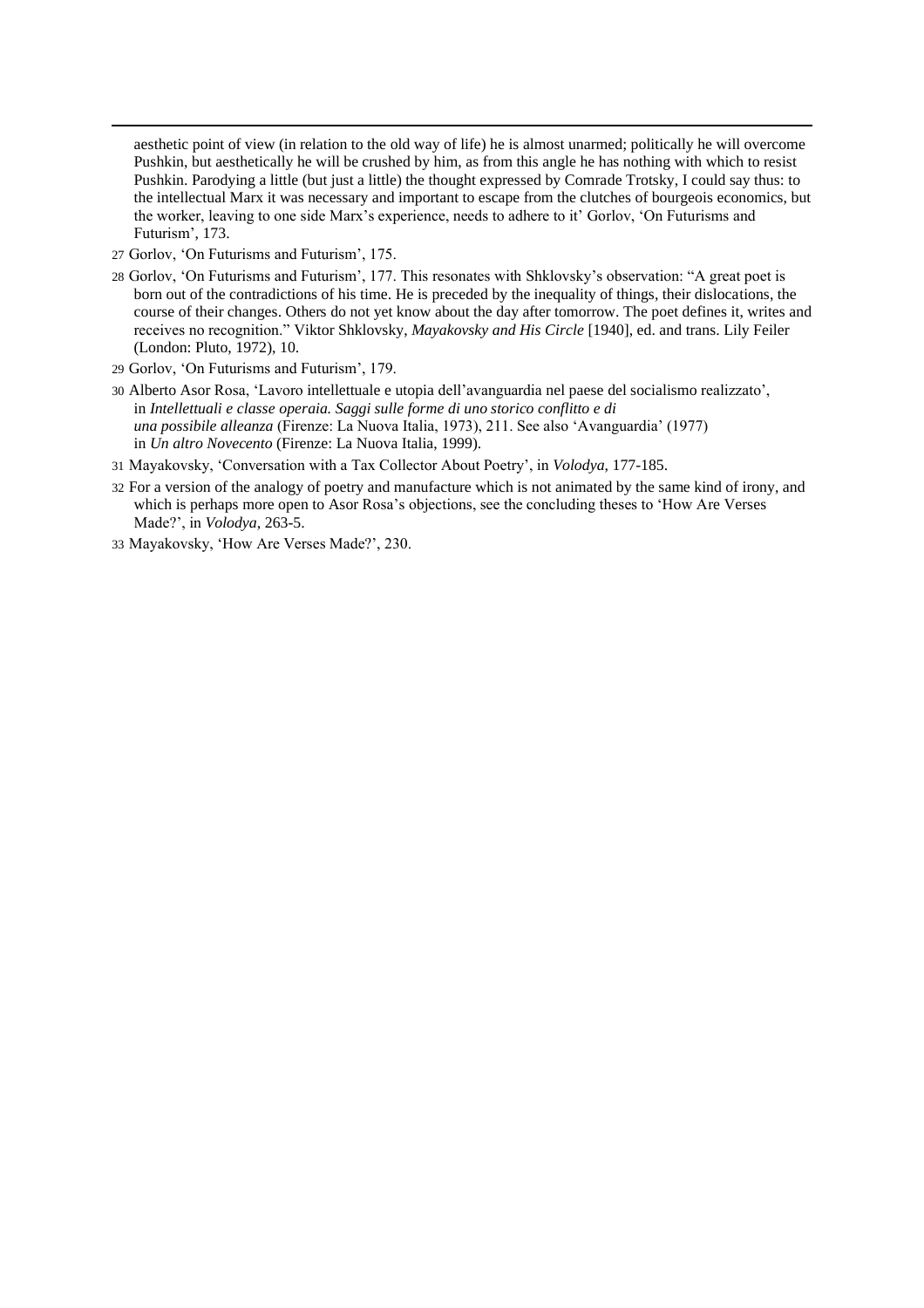aesthetic point of view (in relation to the old way of life) he is almost unarmed; politically he will overcome Pushkin, but aesthetically he will be crushed by him, as from this angle he has nothing with which to resist Pushkin. Parodying a little (but just a little) the thought expressed by Comrade Trotsky, I could say thus: to the intellectual Marx it was necessary and important to escape from the clutches of bourgeois economics, but the worker, leaving to one side Marx's experience, needs to adhere to it' Gorlov, 'On Futurisms and Futurism', 173.

27 Gorlov, 'On Futurisms and Futurism', 175.

28 Gorlov, 'On Futurisms and Futurism', 177. This resonates with Shklovsky's observation: "A great poet is born out of the contradictions of his time. He is preceded by the inequality of things, their dislocations, the course of their changes. Others do not yet know about the day after tomorrow. The poet defines it, writes and receives no recognition." Viktor Shklovsky, *Mayakovsky and His Circle* [1940], ed. and trans. Lily Feiler (London: Pluto, 1972), 10.

29 Gorlov, 'On Futurisms and Futurism', 179.

30 Alberto Asor Rosa, 'Lavoro intellettuale e utopia dell'avanguardia nel paese del socialismo realizzato', in *Intellettuali e classe operaia. Saggi sulle forme di uno storico conflitto e di una possibile alleanza* (Firenze: La Nuova Italia, 1973), 211. See also 'Avanguardia' (1977) in *Un altro Novecento* (Firenze: La Nuova Italia, 1999).

31 Mayakovsky, 'Conversation with a Tax Collector About Poetry', in *Volodya*, 177-185.

32 For a version of the analogy of poetry and manufacture which is not animated by the same kind of irony, and which is perhaps more open to Asor Rosa's objections, see the concluding theses to 'How Are Verses Made?', in *Volodya*, 263-5.

33 Mayakovsky, 'How Are Verses Made?', 230.